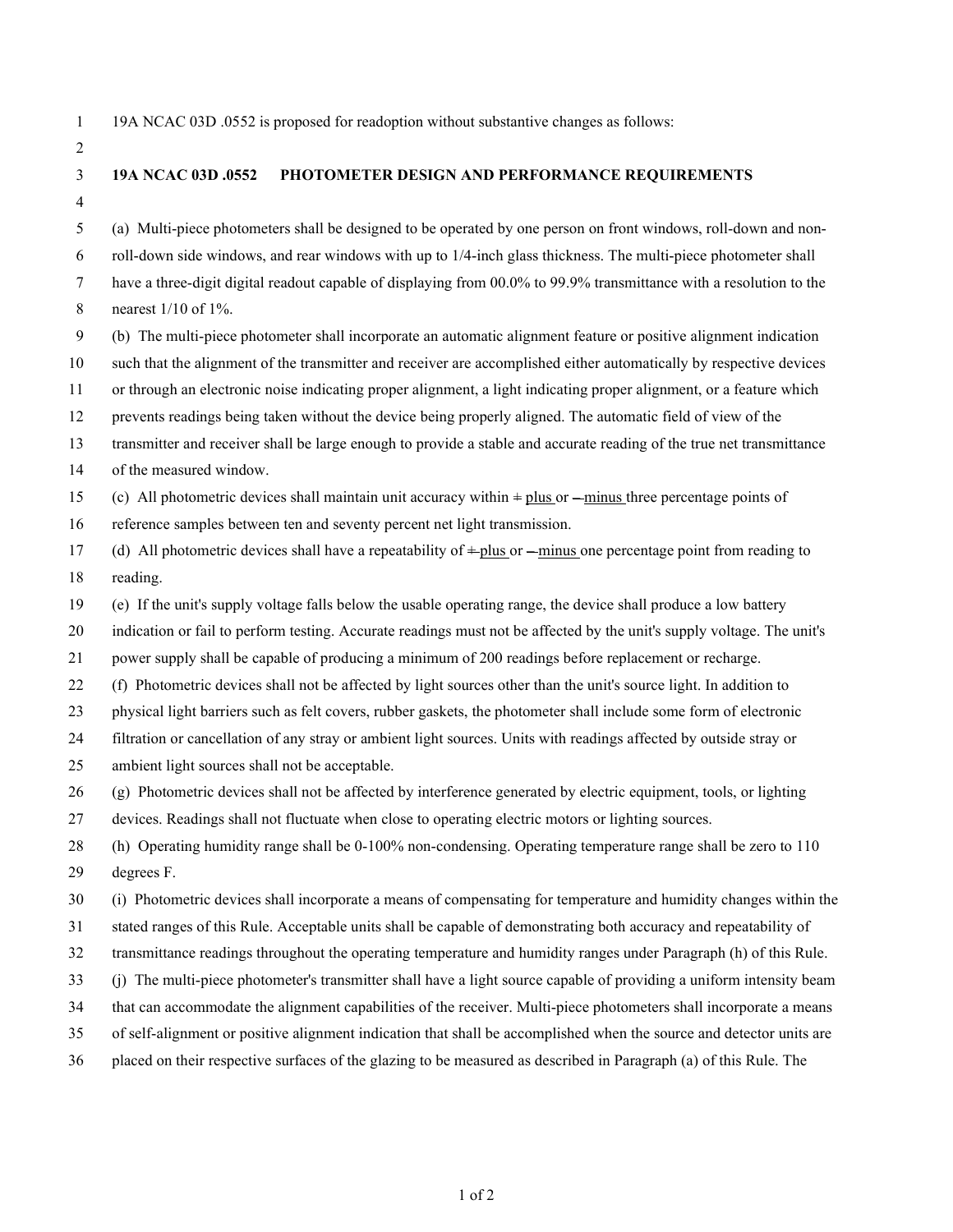19A NCAC 03D .0552 is proposed for readoption without substantive changes as follows:

**19A NCAC 03D .0552 PHOTOMETER DESIGN AND PERFORMANCE REQUIREMENTS**

(a) Multi-piece photometers shall be designed to be operated by one person on front windows, roll-down and non-roll-down side windows, and rear windows with up to 1/4-inch glass thickness. The multi-piece photometer shall have a three-digit digital readout capable of displaying from 00.0% to 99.9% transmittance with a resolution to the nearest 1/10 of 1%.

(b) The multi-piece photometer shall incorporate an automatic alignment feature or positive alignment indication such that the alignment of the transmitter and receiver are accomplished either automatically by respective devices or through an electronic noise indicating proper alignment, a light indicating proper alignment, or a feature which prevents readings being taken without the device being properly aligned. The automatic field of view of the transmitter and receiver shall be large enough to provide a stable and accurate reading of the true net transmittance of the measured window.

(c) All photometric devices shall maintain unit accuracy within ~~+~~ plus or ~~–~~ minus three percentage points of reference samples between ten and seventy percent net light transmission.

(d) All photometric devices shall have a repeatability of ~~+~~ plus or ~~–~~ minus one percentage point from reading to reading.

(e) If the unit's supply voltage falls below the usable operating range, the device shall produce a low battery indication or fail to perform testing. Accurate readings must not be affected by the unit's supply voltage. The unit's power supply shall be capable of producing a minimum of 200 readings before replacement or recharge.

(f) Photometric devices shall not be affected by light sources other than the unit's source light. In addition to physical light barriers such as felt covers, rubber gaskets, the photometer shall include some form of electronic filtration or cancellation of any stray or ambient light sources. Units with readings affected by outside stray or ambient light sources shall not be acceptable.

(g) Photometric devices shall not be affected by interference generated by electric equipment, tools, or lighting devices. Readings shall not fluctuate when close to operating electric motors or lighting sources.

(h) Operating humidity range shall be 0-100% non-condensing. Operating temperature range shall be zero to 110 degrees F.

(i) Photometric devices shall incorporate a means of compensating for temperature and humidity changes within the stated ranges of this Rule. Acceptable units shall be capable of demonstrating both accuracy and repeatability of transmittance readings throughout the operating temperature and humidity ranges under Paragraph (h) of this Rule.

(j) The multi-piece photometer's transmitter shall have a light source capable of providing a uniform intensity beam that can accommodate the alignment capabilities of the receiver. Multi-piece photometers shall incorporate a means of self-alignment or positive alignment indication that shall be accomplished when the source and detector units are placed on their respective surfaces of the glazing to be measured as described in Paragraph (a) of this Rule. The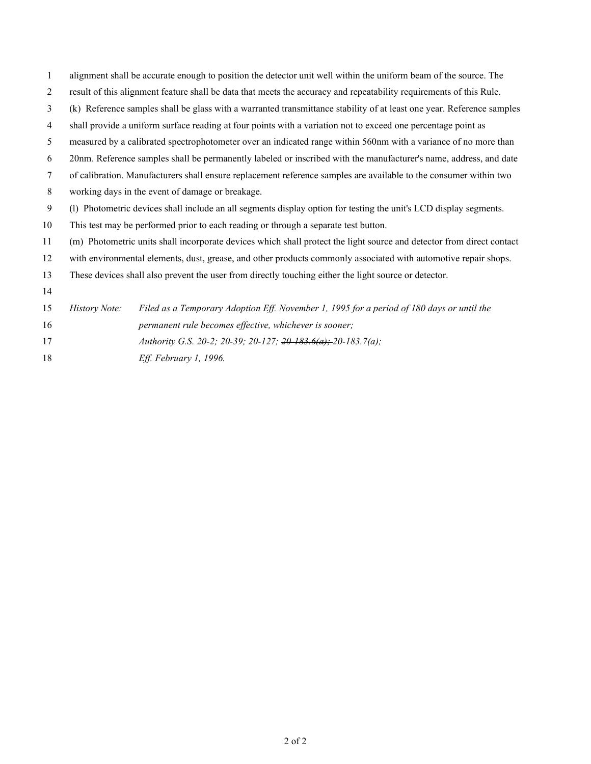alignment shall be accurate enough to position the detector unit well within the uniform beam of the source. The result of this alignment feature shall be data that meets the accuracy and repeatability requirements of this Rule.

(k) Reference samples shall be glass with a warranted transmittance stability of at least one year. Reference samples shall provide a uniform surface reading at four points with a variation not to exceed one percentage point as measured by a calibrated spectrophotometer over an indicated range within 560nm with a variance of no more than 20nm. Reference samples shall be permanently labeled or inscribed with the manufacturer's name, address, and date of calibration. Manufacturers shall ensure replacement reference samples are available to the consumer within two working days in the event of damage or breakage.

(l) Photometric devices shall include an all segments display option for testing the unit's LCD display segments. This test may be performed prior to each reading or through a separate test button.

(m) Photometric units shall incorporate devices which shall protect the light source and detector from direct contact with environmental elements, dust, grease, and other products commonly associated with automotive repair shops. These devices shall also prevent the user from directly touching either the light source or detector.

*History Note: Filed as a Temporary Adoption Eff. November 1, 1995 for a period of 180 days or until the permanent rule becomes effective, whichever is sooner;*
*Authority G.S. 20-2; 20-39; 20-127; ~~20-183.6(a);~~ 20-183.7(a);*
*Eff. February 1, 1996.*